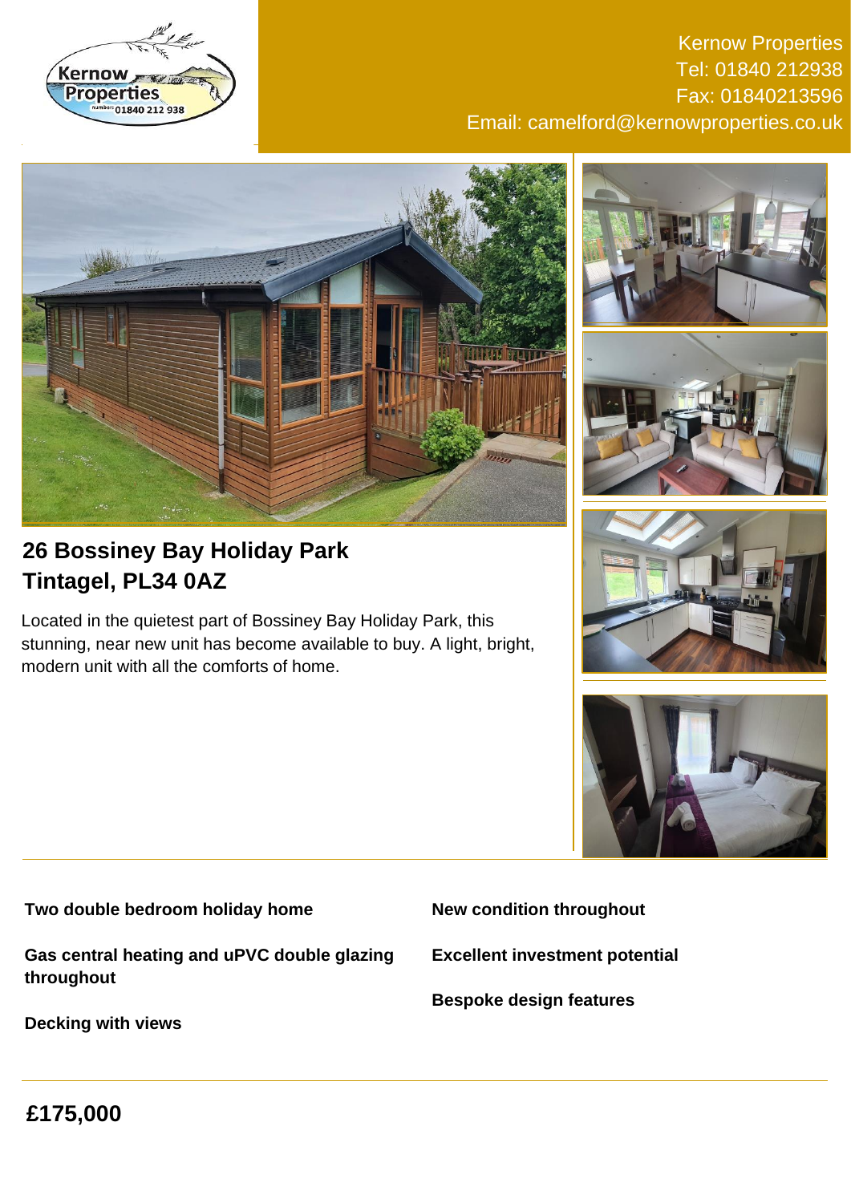Kernow Properties
Tel: 01840 212938
Fax: 01840213596
Email: camelford@kernowproperties.co.uk

# 26 Bossiney Bay Holiday Park
# Tintagel, PL34 0AZ

Located in the quietest part of Bossiney Bay Holiday Park, this stunning, near new unit has become available to buy. A light, bright, modern unit with all the comforts of home.

**Two double bedroom holiday home**

**Gas central heating and uPVC double glazing throughout**

**Decking with views**

**New condition throughout**

**Excellent investment potential**

**Bespoke design features**

## £175,000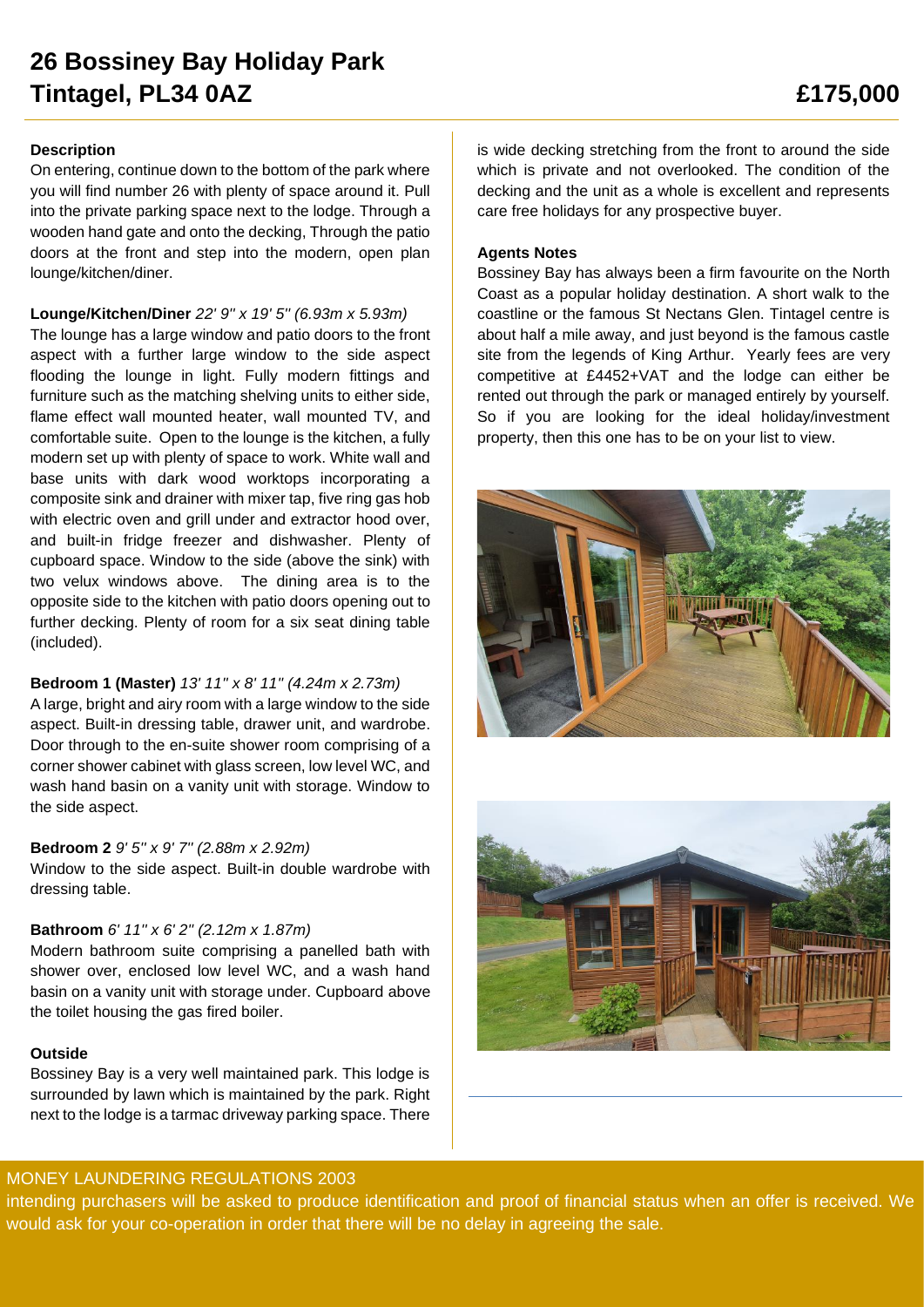# 26 Bossiney Bay Holiday Park
# Tintagel, PL34 0AZ

**£175,000**

**Description**

On entering, continue down to the bottom of the park where you will find number 26 with plenty of space around it. Pull into the private parking space next to the lodge. Through a wooden hand gate and onto the decking, Through the patio doors at the front and step into the modern, open plan lounge/kitchen/diner.

**Lounge/Kitchen/Diner** *22' 9" x 19' 5" (6.93m x 5.93m)*

The lounge has a large window and patio doors to the front aspect with a further large window to the side aspect flooding the lounge in light. Fully modern fittings and furniture such as the matching shelving units to either side, flame effect wall mounted heater, wall mounted TV, and comfortable suite. Open to the lounge is the kitchen, a fully modern set up with plenty of space to work. White wall and base units with dark wood worktops incorporating a composite sink and drainer with mixer tap, five ring gas hob with electric oven and grill under and extractor hood over, and built-in fridge freezer and dishwasher. Plenty of cupboard space. Window to the side (above the sink) with two velux windows above. The dining area is to the opposite side to the kitchen with patio doors opening out to further decking. Plenty of room for a six seat dining table (included).

**Bedroom 1 (Master)** *13' 11" x 8' 11" (4.24m x 2.73m)*

A large, bright and airy room with a large window to the side aspect. Built-in dressing table, drawer unit, and wardrobe. Door through to the en-suite shower room comprising of a corner shower cabinet with glass screen, low level WC, and wash hand basin on a vanity unit with storage. Window to the side aspect.

**Bedroom 2** *9' 5" x 9' 7" (2.88m x 2.92m)*

Window to the side aspect. Built-in double wardrobe with dressing table.

**Bathroom** *6' 11" x 6' 2" (2.12m x 1.87m)*

Modern bathroom suite comprising a panelled bath with shower over, enclosed low level WC, and a wash hand basin on a vanity unit with storage under. Cupboard above the toilet housing the gas fired boiler.

**Outside**

Bossiney Bay is a very well maintained park. This lodge is surrounded by lawn which is maintained by the park. Right next to the lodge is a tarmac driveway parking space. There is wide decking stretching from the front to around the side which is private and not overlooked. The condition of the decking and the unit as a whole is excellent and represents care free holidays for any prospective buyer.

**Agents Notes**

Bossiney Bay has always been a firm favourite on the North Coast as a popular holiday destination. A short walk to the coastline or the famous St Nectans Glen. Tintagel centre is about half a mile away, and just beyond is the famous castle site from the legends of King Arthur. Yearly fees are very competitive at £4452+VAT and the lodge can either be rented out through the park or managed entirely by yourself. So if you are looking for the ideal holiday/investment property, then this one has to be on your list to view.

MONEY LAUNDERING REGULATIONS 2003

intending purchasers will be asked to produce identification and proof of financial status when an offer is received. We would ask for your co-operation in order that there will be no delay in agreeing the sale.